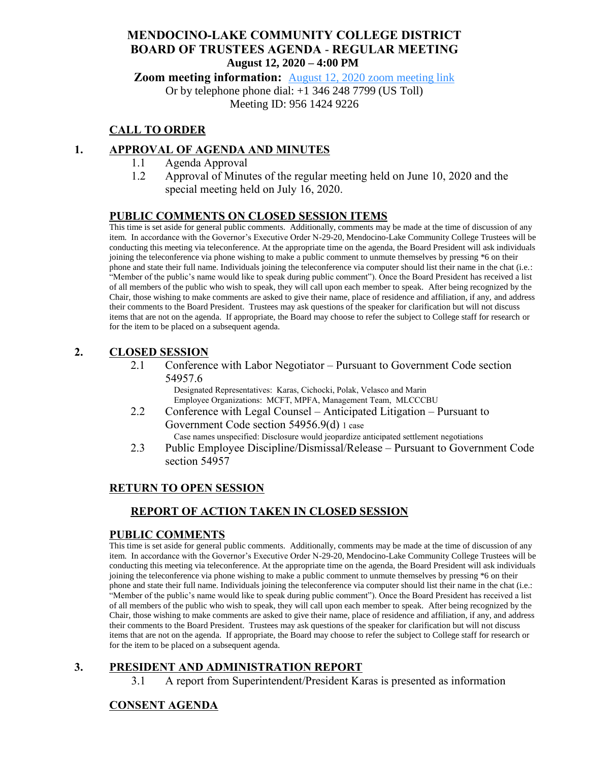# MENDOCINO-LAKE COMMUNITY COLLEGE DISTRICT
# BOARD OF TRUSTEES AGENDA - REGULAR MEETING

**August 12, 2020 – 4:00 PM**

**Zoom meeting information:** [August 12, 2020 zoom meeting link]

Or by telephone phone dial: +1 346 248 7799 (US Toll)

Meeting ID: 956 1424 9226

## CALL TO ORDER

## 1. APPROVAL OF AGENDA AND MINUTES

1.1 Agenda Approval

1.2 Approval of Minutes of the regular meeting held on June 10, 2020 and the special meeting held on July 16, 2020.

## PUBLIC COMMENTS ON CLOSED SESSION ITEMS

This time is set aside for general public comments. Additionally, comments may be made at the time of discussion of any item. In accordance with the Governor's Executive Order N-29-20, Mendocino-Lake Community College Trustees will be conducting this meeting via teleconference. At the appropriate time on the agenda, the Board President will ask individuals joining the teleconference via phone wishing to make a public comment to unmute themselves by pressing *6 on their phone and state their full name. Individuals joining the teleconference via computer should list their name in the chat (i.e.: "Member of the public's name would like to speak during public comment"). Once the Board President has received a list of all members of the public who wish to speak, they will call upon each member to speak. After being recognized by the Chair, those wishing to make comments are asked to give their name, place of residence and affiliation, if any, and address their comments to the Board President. Trustees may ask questions of the speaker for clarification but will not discuss items that are not on the agenda. If appropriate, the Board may choose to refer the subject to College staff for research or for the item to be placed on a subsequent agenda.

## 2. CLOSED SESSION

2.1 Conference with Labor Negotiator – Pursuant to Government Code section 54957.6

Designated Representatives: Karas, Cichocki, Polak, Velasco and Marin
Employee Organizations: MCFT, MPFA, Management Team, MLCCCBU

2.2 Conference with Legal Counsel – Anticipated Litigation – Pursuant to Government Code section 54956.9(d) 1 case

Case names unspecified: Disclosure would jeopardize anticipated settlement negotiations

2.3 Public Employee Discipline/Dismissal/Release – Pursuant to Government Code section 54957

## RETURN TO OPEN SESSION

### REPORT OF ACTION TAKEN IN CLOSED SESSION

## PUBLIC COMMENTS

This time is set aside for general public comments. Additionally, comments may be made at the time of discussion of any item. In accordance with the Governor's Executive Order N-29-20, Mendocino-Lake Community College Trustees will be conducting this meeting via teleconference. At the appropriate time on the agenda, the Board President will ask individuals joining the teleconference via phone wishing to make a public comment to unmute themselves by pressing *6 on their phone and state their full name. Individuals joining the teleconference via computer should list their name in the chat (i.e.: "Member of the public's name would like to speak during public comment"). Once the Board President has received a list of all members of the public who wish to speak, they will call upon each member to speak. After being recognized by the Chair, those wishing to make comments are asked to give their name, place of residence and affiliation, if any, and address their comments to the Board President. Trustees may ask questions of the speaker for clarification but will not discuss items that are not on the agenda. If appropriate, the Board may choose to refer the subject to College staff for research or for the item to be placed on a subsequent agenda.

## 3. PRESIDENT AND ADMINISTRATION REPORT

3.1 A report from Superintendent/President Karas is presented as information

## CONSENT AGENDA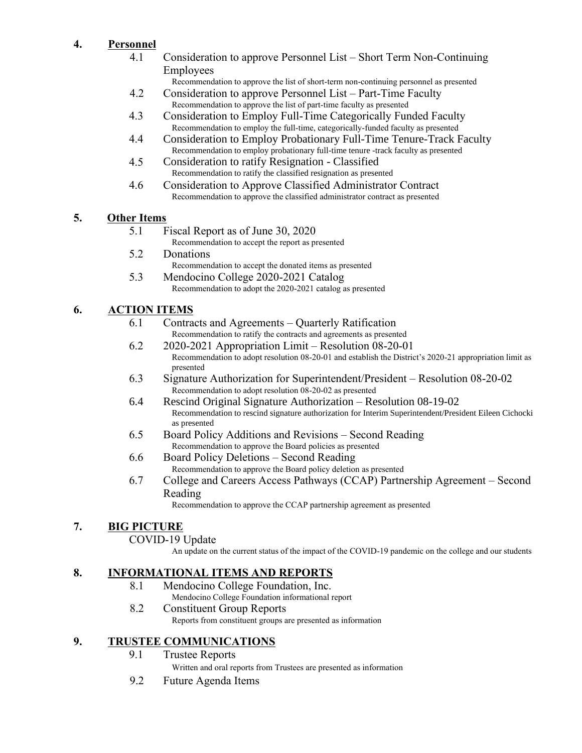## 4. Personnel

4.1 Consideration to approve Personnel List – Short Term Non-Continuing Employees
Recommendation to approve the list of short-term non-continuing personnel as presented

4.2 Consideration to approve Personnel List – Part-Time Faculty
Recommendation to approve the list of part-time faculty as presented

4.3 Consideration to Employ Full-Time Categorically Funded Faculty
Recommendation to employ the full-time, categorically-funded faculty as presented

4.4 Consideration to Employ Probationary Full-Time Tenure-Track Faculty
Recommendation to employ probationary full-time tenure -track faculty as presented

4.5 Consideration to ratify Resignation - Classified
Recommendation to ratify the classified resignation as presented

4.6 Consideration to Approve Classified Administrator Contract
Recommendation to approve the classified administrator contract as presented

## 5. Other Items

5.1 Fiscal Report as of June 30, 2020
Recommendation to accept the report as presented

5.2 Donations
Recommendation to accept the donated items as presented

5.3 Mendocino College 2020-2021 Catalog
Recommendation to adopt the 2020-2021 catalog as presented

## 6. ACTION ITEMS

6.1 Contracts and Agreements – Quarterly Ratification
Recommendation to ratify the contracts and agreements as presented

6.2 2020-2021 Appropriation Limit – Resolution 08-20-01
Recommendation to adopt resolution 08-20-01 and establish the District's 2020-21 appropriation limit as presented

6.3 Signature Authorization for Superintendent/President – Resolution 08-20-02
Recommendation to adopt resolution 08-20-02 as presented

6.4 Rescind Original Signature Authorization – Resolution 08-19-02
Recommendation to rescind signature authorization for Interim Superintendent/President Eileen Cichocki as presented

6.5 Board Policy Additions and Revisions – Second Reading
Recommendation to approve the Board policies as presented

6.6 Board Policy Deletions – Second Reading
Recommendation to approve the Board policy deletion as presented

6.7 College and Careers Access Pathways (CCAP) Partnership Agreement – Second Reading
Recommendation to approve the CCAP partnership agreement as presented

## 7. BIG PICTURE

COVID-19 Update
An update on the current status of the impact of the COVID-19 pandemic on the college and our students

## 8. INFORMATIONAL ITEMS AND REPORTS

8.1 Mendocino College Foundation, Inc.
Mendocino College Foundation informational report

8.2 Constituent Group Reports
Reports from constituent groups are presented as information

## 9. TRUSTEE COMMUNICATIONS

9.1 Trustee Reports
Written and oral reports from Trustees are presented as information

9.2 Future Agenda Items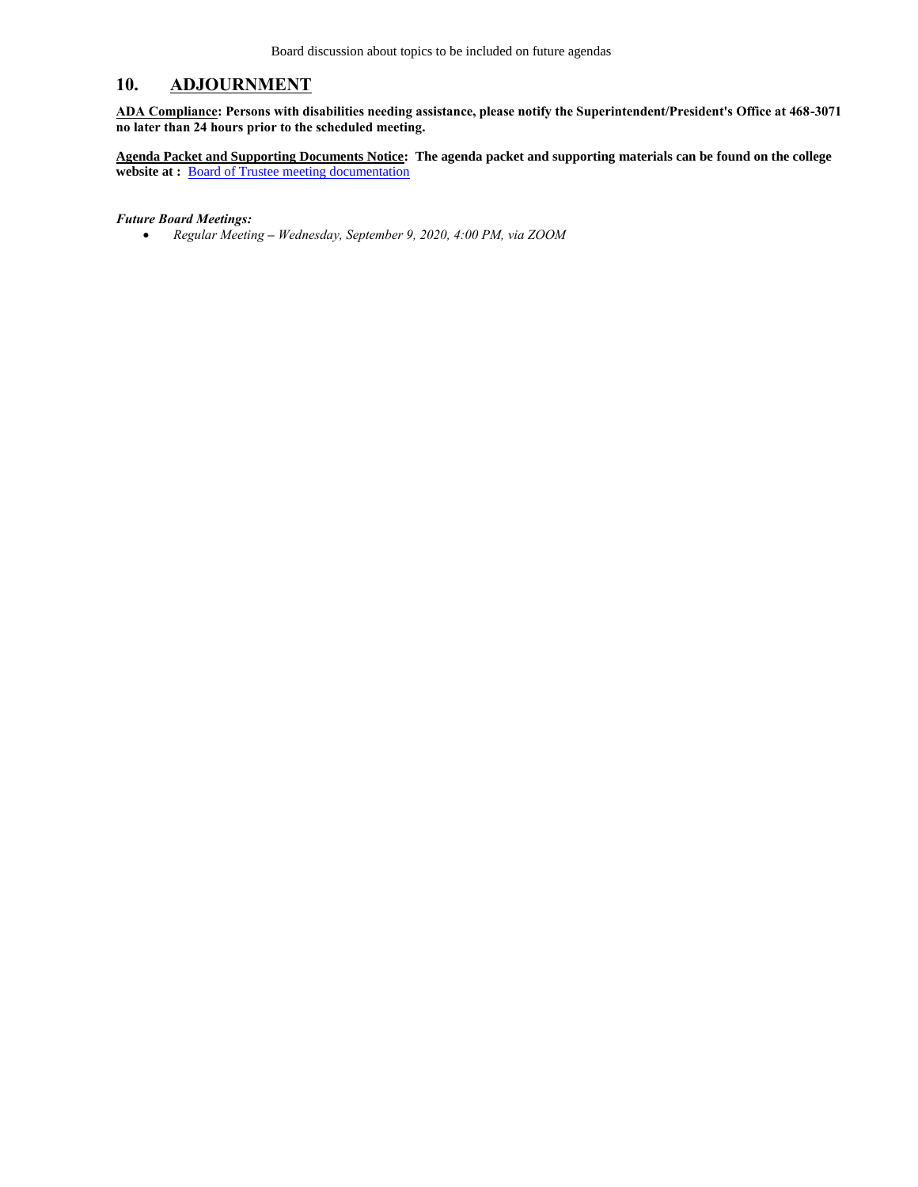Board discussion about topics to be included on future agendas

## 10. ADJOURNMENT

**ADA Compliance: Persons with disabilities needing assistance, please notify the Superintendent/President's Office at 468-3071 no later than 24 hours prior to the scheduled meeting.**

**Agenda Packet and Supporting Documents Notice: The agenda packet and supporting materials can be found on the college website at :** Board of Trustee meeting documentation

***Future Board Meetings:***

- *Regular Meeting – Wednesday, September 9, 2020, 4:00 PM, via ZOOM*